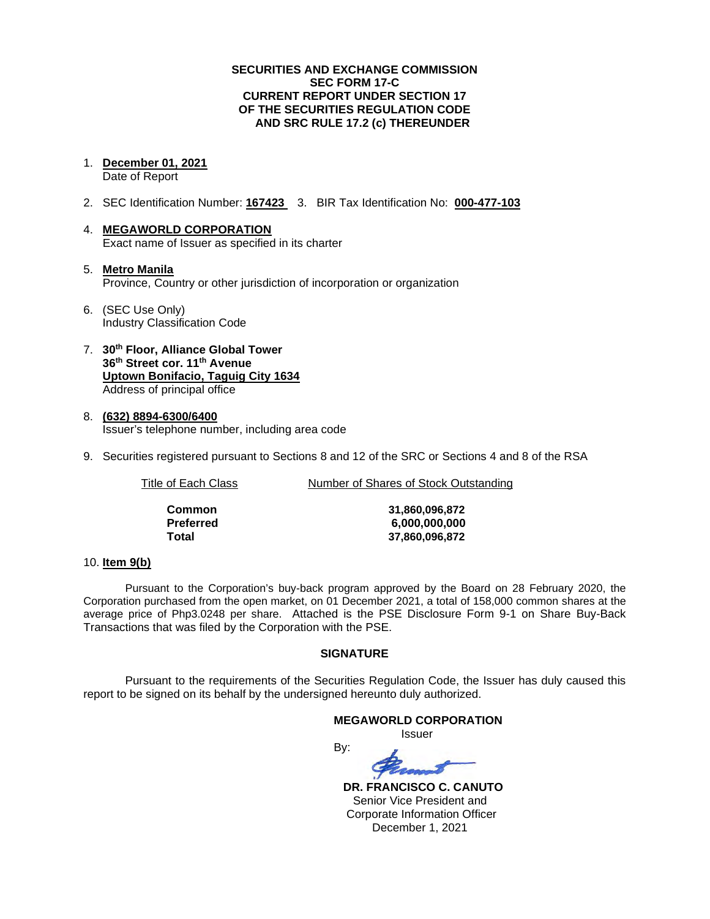**SECURITIES AND EXCHANGE COMMISSION**
**SEC FORM 17-C**
**CURRENT REPORT UNDER SECTION 17**
**OF THE SECURITIES REGULATION CODE**
**AND SRC RULE 17.2 (c) THEREUNDER**

1. **December 01, 2021**
   Date of Report

2. SEC Identification Number: **167423** 3. BIR Tax Identification No: **000-477-103**

4. **MEGAWORLD CORPORATION**
   Exact name of Issuer as specified in its charter

5. **Metro Manila**
   Province, Country or other jurisdiction of incorporation or organization

6. (SEC Use Only)
   Industry Classification Code

7. **30th Floor, Alliance Global Tower**
   **36th Street cor. 11th Avenue**
   **Uptown Bonifacio, Taguig City 1634**
   Address of principal office

8. **(632) 8894-6300/6400**
   Issuer's telephone number, including area code

9. Securities registered pursuant to Sections 8 and 12 of the SRC or Sections 4 and 8 of the RSA

| Title of Each Class | Number of Shares of Stock Outstanding |
|---|---|
| **Common** | **31,860,096,872** |
| **Preferred** | **6,000,000,000** |
| **Total** | **37,860,096,872** |

10. **Item 9(b)**

Pursuant to the Corporation's buy-back program approved by the Board on 28 February 2020, the Corporation purchased from the open market, on 01 December 2021, a total of 158,000 common shares at the average price of Php3.0248 per share. Attached is the PSE Disclosure Form 9-1 on Share Buy-Back Transactions that was filed by the Corporation with the PSE.

**SIGNATURE**

Pursuant to the requirements of the Securities Regulation Code, the Issuer has duly caused this report to be signed on its behalf by the undersigned hereunto duly authorized.

**MEGAWORLD CORPORATION**
Issuer

By:

**DR. FRANCISCO C. CANUTO**
Senior Vice President and
Corporate Information Officer
December 1, 2021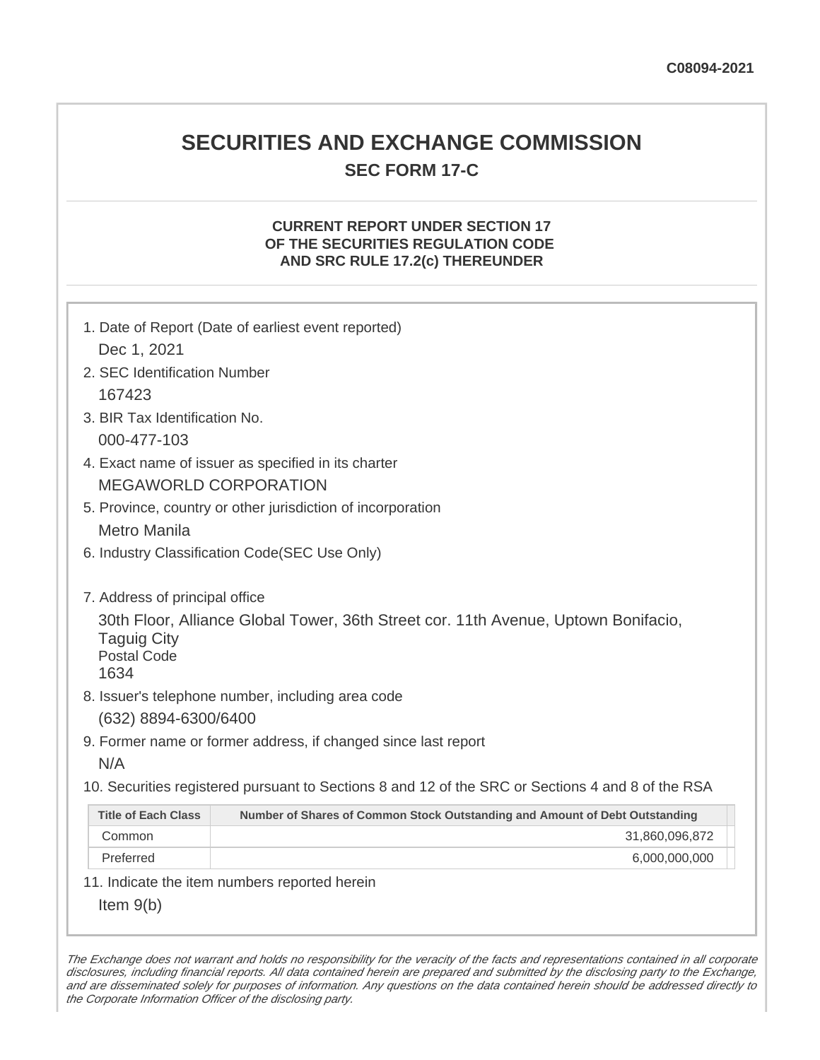C08094-2021

# SECURITIES AND EXCHANGE COMMISSION

## SEC FORM 17-C

### CURRENT REPORT UNDER SECTION 17 OF THE SECURITIES REGULATION CODE AND SRC RULE 17.2(c) THEREUNDER

1. Date of Report (Date of earliest event reported)
   Dec 1, 2021
2. SEC Identification Number
   167423
3. BIR Tax Identification No.
   000-477-103
4. Exact name of issuer as specified in its charter
   MEGAWORLD CORPORATION
5. Province, country or other jurisdiction of incorporation
   Metro Manila
6. Industry Classification Code(SEC Use Only)

7. Address of principal office
   30th Floor, Alliance Global Tower, 36th Street cor. 11th Avenue, Uptown Bonifacio, Taguig City
   Postal Code
   1634
8. Issuer's telephone number, including area code
   (632) 8894-6300/6400
9. Former name or former address, if changed since last report
   N/A
10. Securities registered pursuant to Sections 8 and 12 of the SRC or Sections 4 and 8 of the RSA

| Title of Each Class | Number of Shares of Common Stock Outstanding and Amount of Debt Outstanding |
| --- | --- |
| Common | 31,860,096,872 |
| Preferred | 6,000,000,000 |

11. Indicate the item numbers reported herein
    Item 9(b)

*The Exchange does not warrant and holds no responsibility for the veracity of the facts and representations contained in all corporate disclosures, including financial reports. All data contained herein are prepared and submitted by the disclosing party to the Exchange, and are disseminated solely for purposes of information. Any questions on the data contained herein should be addressed directly to the Corporate Information Officer of the disclosing party.*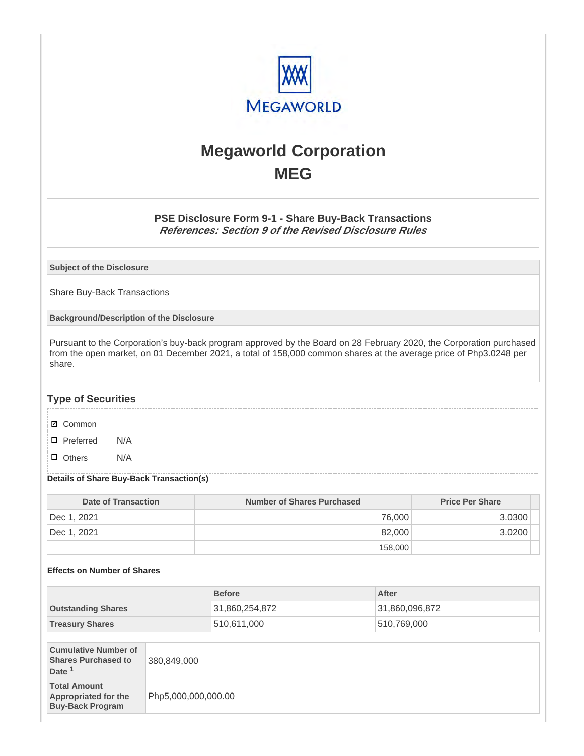# Megaworld Corporation
# MEG

### PSE Disclosure Form 9-1 - Share Buy-Back Transactions
***References: Section 9 of the Revised Disclosure Rules***

**Subject of the Disclosure**

Share Buy-Back Transactions

**Background/Description of the Disclosure**

Pursuant to the Corporation's buy-back program approved by the Board on 28 February 2020, the Corporation purchased from the open market, on 01 December 2021, a total of 158,000 common shares at the average price of Php3.0248 per share.

## Type of Securities

- ☑ Common
- ☐ Preferred N/A
- ☐ Others N/A

**Details of Share Buy-Back Transaction(s)**

| Date of Transaction | Number of Shares Purchased | Price Per Share |
|---|---|---|
| Dec 1, 2021 | 76,000 | 3.0300 |
| Dec 1, 2021 | 82,000 | 3.0200 |
| | 158,000 | |

**Effects on Number of Shares**

| | Before | After |
|---|---|---|
| **Outstanding Shares** | 31,860,254,872 | 31,860,096,872 |
| **Treasury Shares** | 510,611,000 | 510,769,000 |

| | |
|---|---|
| **Cumulative Number of Shares Purchased to Date** [1] | 380,849,000 |
| **Total Amount Appropriated for the Buy-Back Program** | Php5,000,000,000.00 |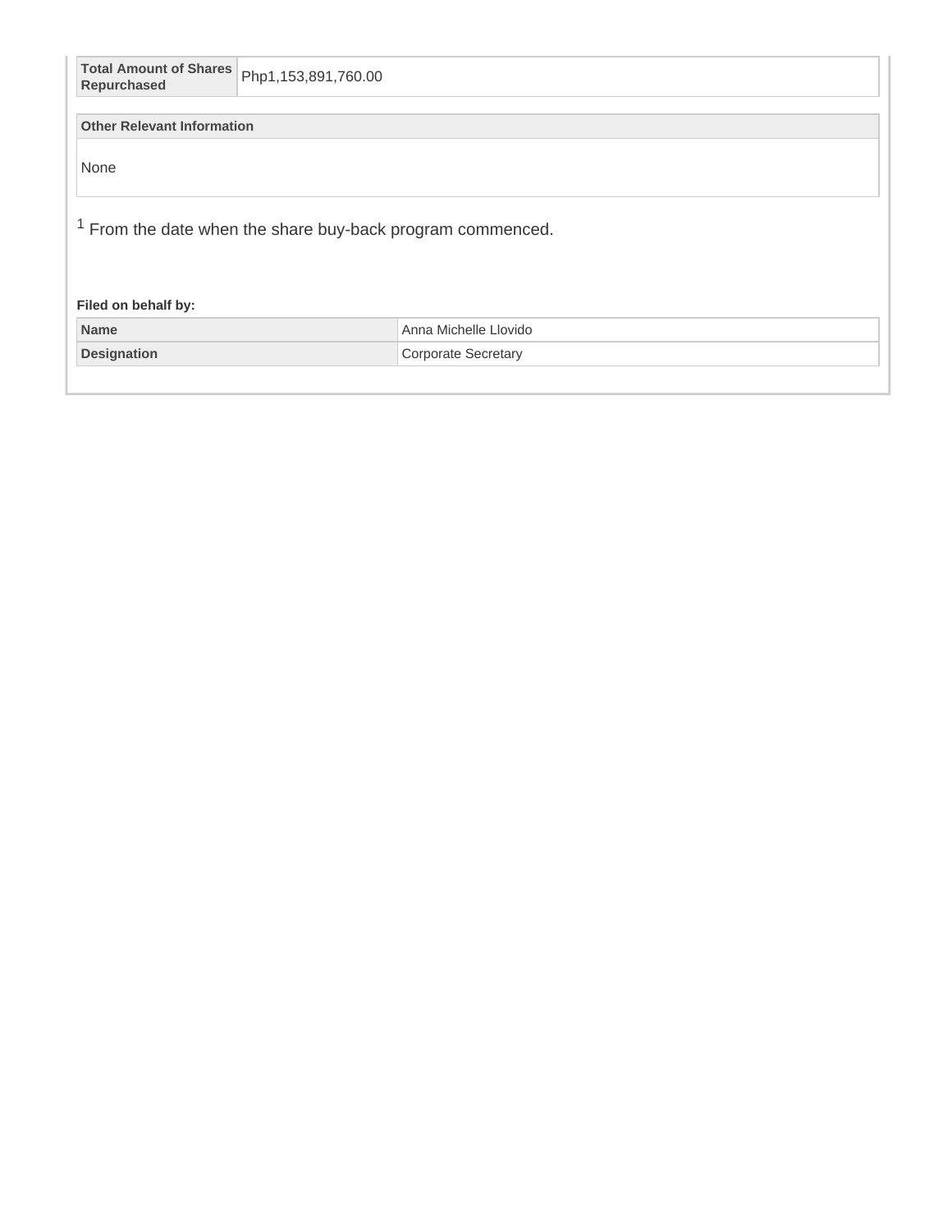| | |
| --- | --- |
| **Total Amount of Shares Repurchased** | Php1,153,891,760.00 |

| **Other Relevant Information** |
| --- |
| None |

[1] From the date when the share buy-back program commenced.

**Filed on behalf by:**

| | |
| --- | --- |
| **Name** | Anna Michelle Llovido |
| **Designation** | Corporate Secretary |